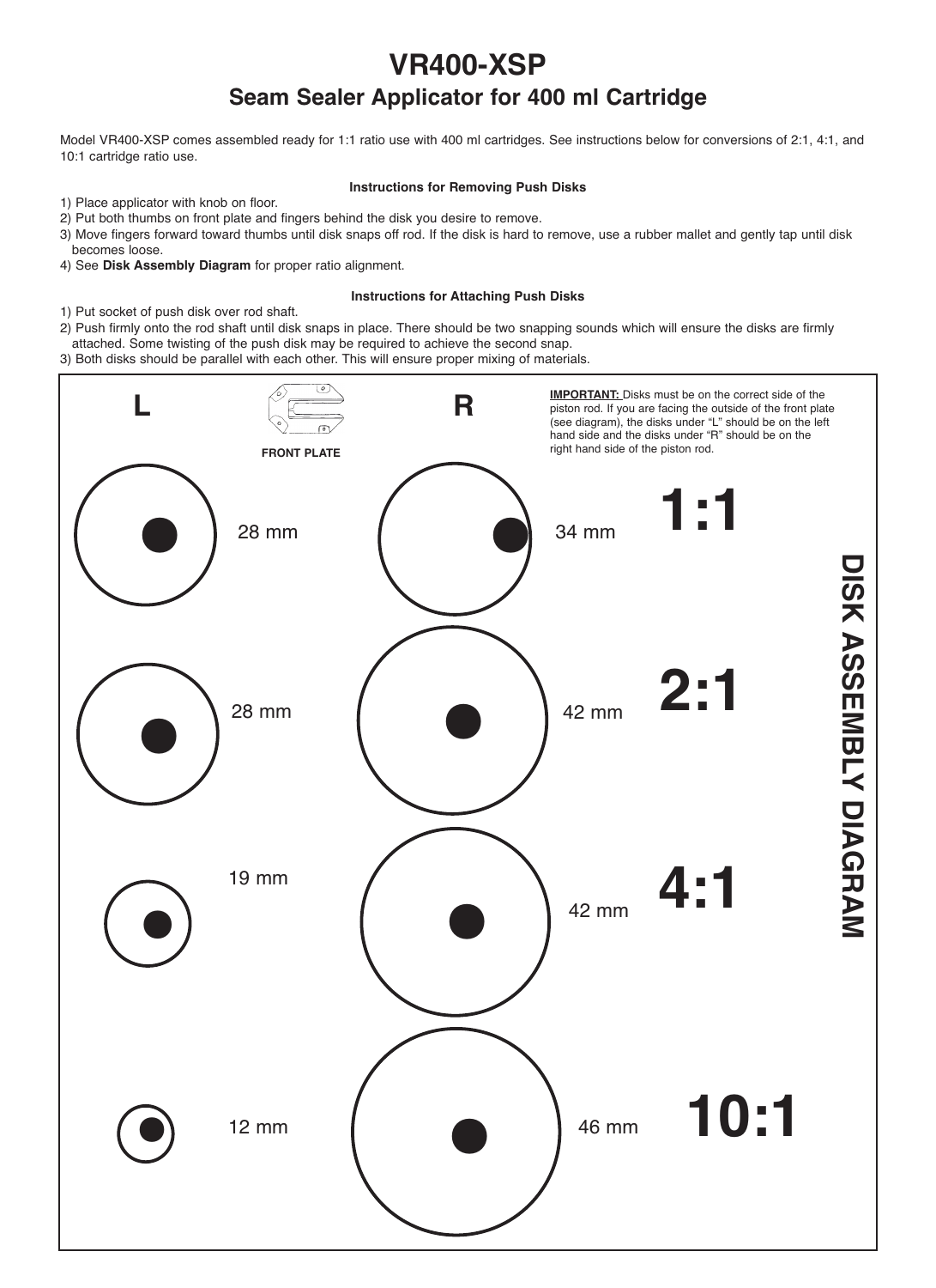# VR400-XSP

## Seam Sealer Applicator for 400 ml Cartridge

Model VR400-XSP comes assembled ready for 1:1 ratio use with 400 ml cartridges. See instructions below for conversions of 2:1, 4:1, and 10:1 cartridge ratio use.

### Instructions for Removing Push Disks

1) Place applicator with knob on floor.
2) Put both thumbs on front plate and fingers behind the disk you desire to remove.
3) Move fingers forward toward thumbs until disk snaps off rod. If the disk is hard to remove, use a rubber mallet and gently tap until disk becomes loose.
4) See **Disk Assembly Diagram** for proper ratio alignment.

### Instructions for Attaching Push Disks

1) Put socket of push disk over rod shaft.
2) Push firmly onto the rod shaft until disk snaps in place. There should be two snapping sounds which will ensure the disks are firmly attached. Some twisting of the push disk may be required to achieve the second snap.
3) Both disks should be parallel with each other. This will ensure proper mixing of materials.

## DISK ASSEMBLY DIAGRAM

FRONT PLATE

**IMPORTANT:** Disks must be on the correct side of the piston rod. If you are facing the outside of the front plate (see diagram), the disks under "L" should be on the left hand side and the disks under "R" should be on the right hand side of the piston rod.

| Ratio | L | R |
|---|---|---|
| 1:1 | 28 mm | 34 mm |
| 2:1 | 28 mm | 42 mm |
| 4:1 | 19 mm | 42 mm |
| 10:1 | 12 mm | 46 mm |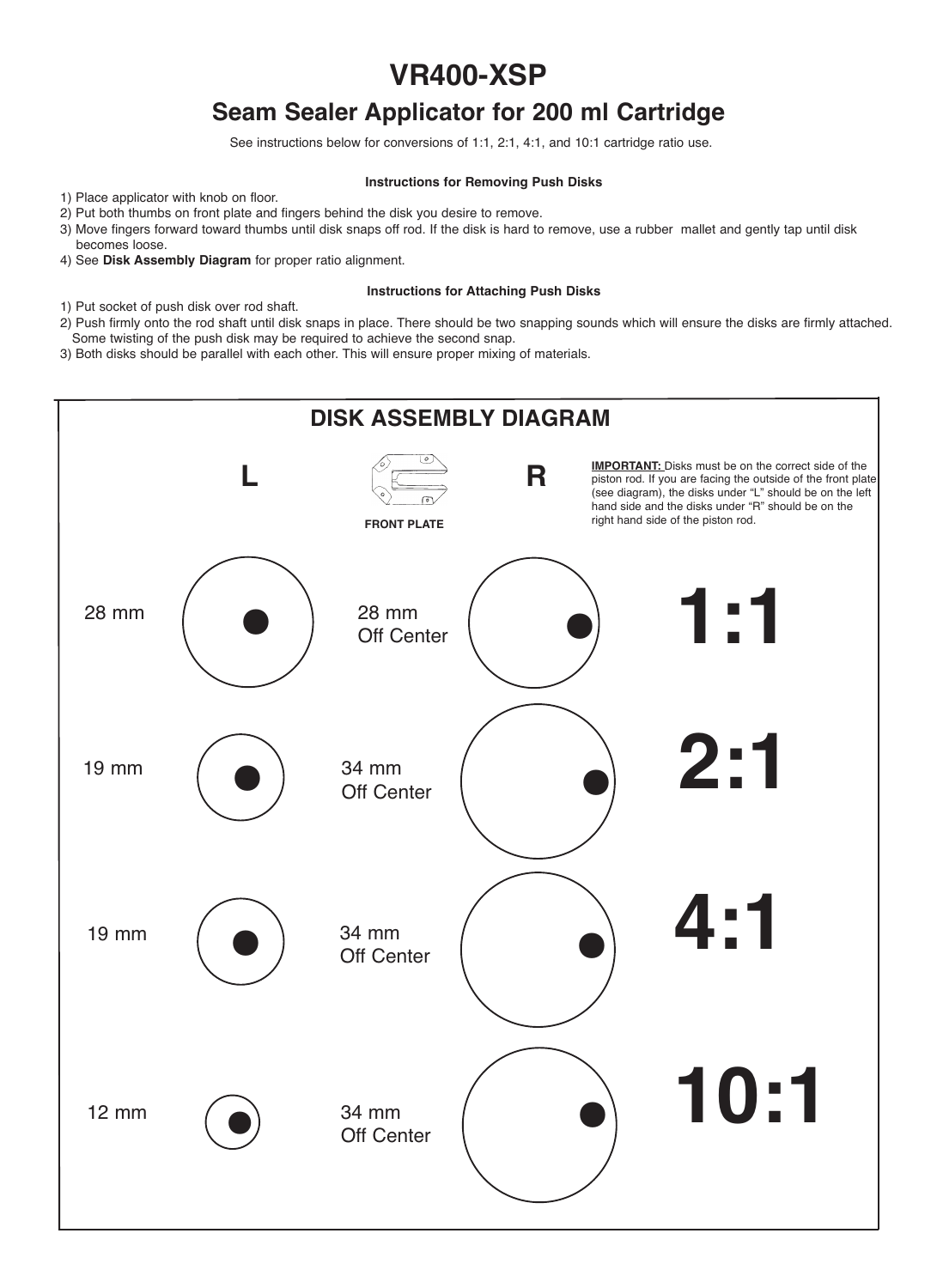# VR400-XSP

## Seam Sealer Applicator for 200 ml Cartridge

See instructions below for conversions of 1:1, 2:1, 4:1, and 10:1 cartridge ratio use.

**Instructions for Removing Push Disks**

1) Place applicator with knob on floor.
2) Put both thumbs on front plate and fingers behind the disk you desire to remove.
3) Move fingers forward toward thumbs until disk snaps off rod. If the disk is hard to remove, use a rubber mallet and gently tap until disk becomes loose.
4) See **Disk Assembly Diagram** for proper ratio alignment.

**Instructions for Attaching Push Disks**

1) Put socket of push disk over rod shaft.
2) Push firmly onto the rod shaft until disk snaps in place. There should be two snapping sounds which will ensure the disks are firmly attached. Some twisting of the push disk may be required to achieve the second snap.
3) Both disks should be parallel with each other. This will ensure proper mixing of materials.

## DISK ASSEMBLY DIAGRAM

L

FRONT PLATE

R

**IMPORTANT:** Disks must be on the correct side of the piston rod. If you are facing the outside of the front plate (see diagram), the disks under "L" should be on the left hand side and the disks under "R" should be on the right hand side of the piston rod.

28 mm

28 mm Off Center

**1:1**

19 mm

34 mm Off Center

**2:1**

19 mm

34 mm Off Center

**4:1**

12 mm

34 mm Off Center

**10:1**